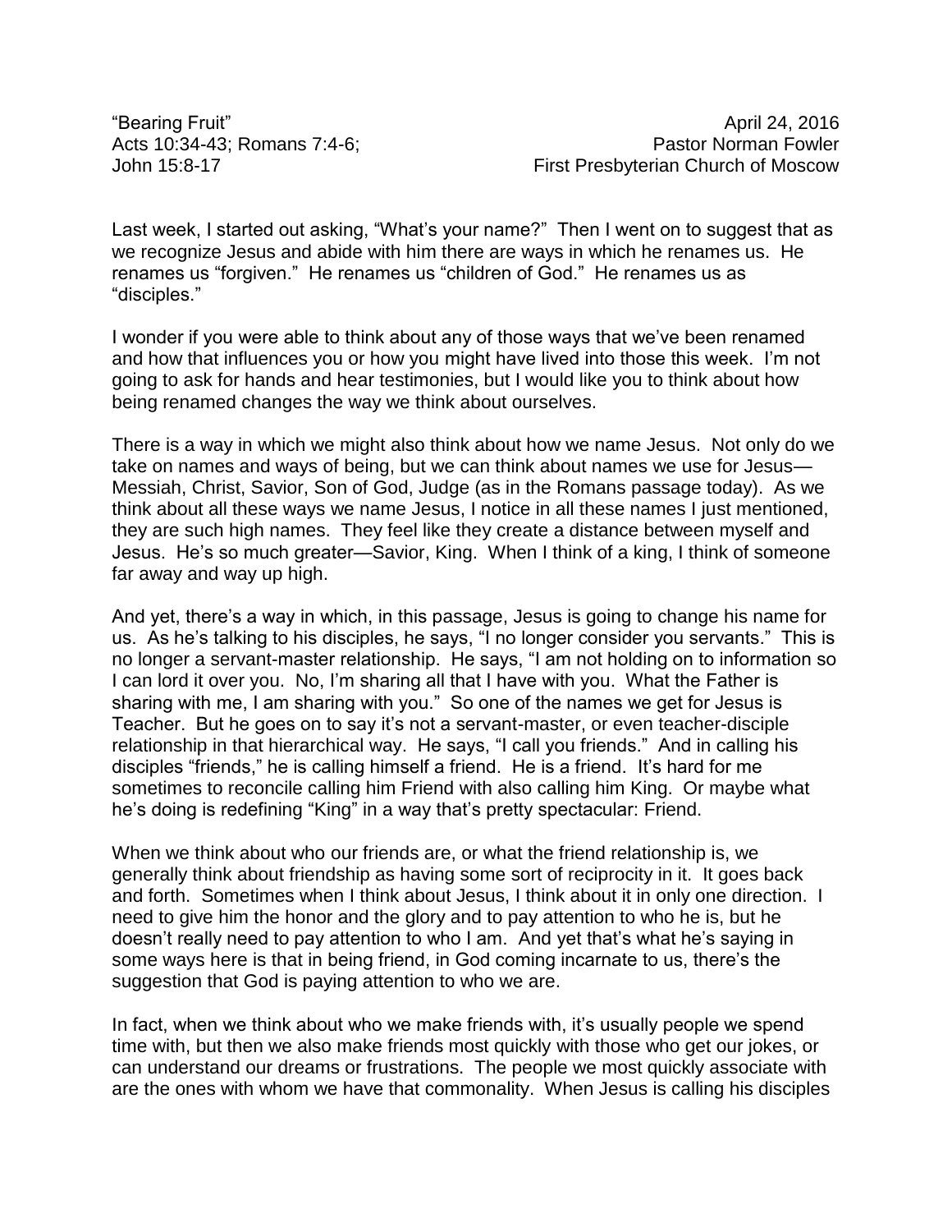“Bearing Fruit” April 24, 2016
Acts 10:34-43; Romans 7:4-6; Pastor Norman Fowler
John 15:8-17 First Presbyterian Church of Moscow

Last week, I started out asking, “What’s your name?” Then I went on to suggest that as we recognize Jesus and abide with him there are ways in which he renames us. He renames us “forgiven.” He renames us “children of God.” He renames us as “disciples.”

I wonder if you were able to think about any of those ways that we’ve been renamed and how that influences you or how you might have lived into those this week. I’m not going to ask for hands and hear testimonies, but I would like you to think about how being renamed changes the way we think about ourselves.

There is a way in which we might also think about how we name Jesus. Not only do we take on names and ways of being, but we can think about names we use for Jesus—Messiah, Christ, Savior, Son of God, Judge (as in the Romans passage today). As we think about all these ways we name Jesus, I notice in all these names I just mentioned, they are such high names. They feel like they create a distance between myself and Jesus. He’s so much greater—Savior, King. When I think of a king, I think of someone far away and way up high.

And yet, there’s a way in which, in this passage, Jesus is going to change his name for us. As he’s talking to his disciples, he says, “I no longer consider you servants.” This is no longer a servant-master relationship. He says, “I am not holding on to information so I can lord it over you. No, I’m sharing all that I have with you. What the Father is sharing with me, I am sharing with you.” So one of the names we get for Jesus is Teacher. But he goes on to say it’s not a servant-master, or even teacher-disciple relationship in that hierarchical way. He says, “I call you friends.” And in calling his disciples “friends,” he is calling himself a friend. He is a friend. It’s hard for me sometimes to reconcile calling him Friend with also calling him King. Or maybe what he’s doing is redefining “King” in a way that’s pretty spectacular: Friend.

When we think about who our friends are, or what the friend relationship is, we generally think about friendship as having some sort of reciprocity in it. It goes back and forth. Sometimes when I think about Jesus, I think about it in only one direction. I need to give him the honor and the glory and to pay attention to who he is, but he doesn’t really need to pay attention to who I am. And yet that’s what he’s saying in some ways here is that in being friend, in God coming incarnate to us, there’s the suggestion that God is paying attention to who we are.

In fact, when we think about who we make friends with, it’s usually people we spend time with, but then we also make friends most quickly with those who get our jokes, or can understand our dreams or frustrations. The people we most quickly associate with are the ones with whom we have that commonality. When Jesus is calling his disciples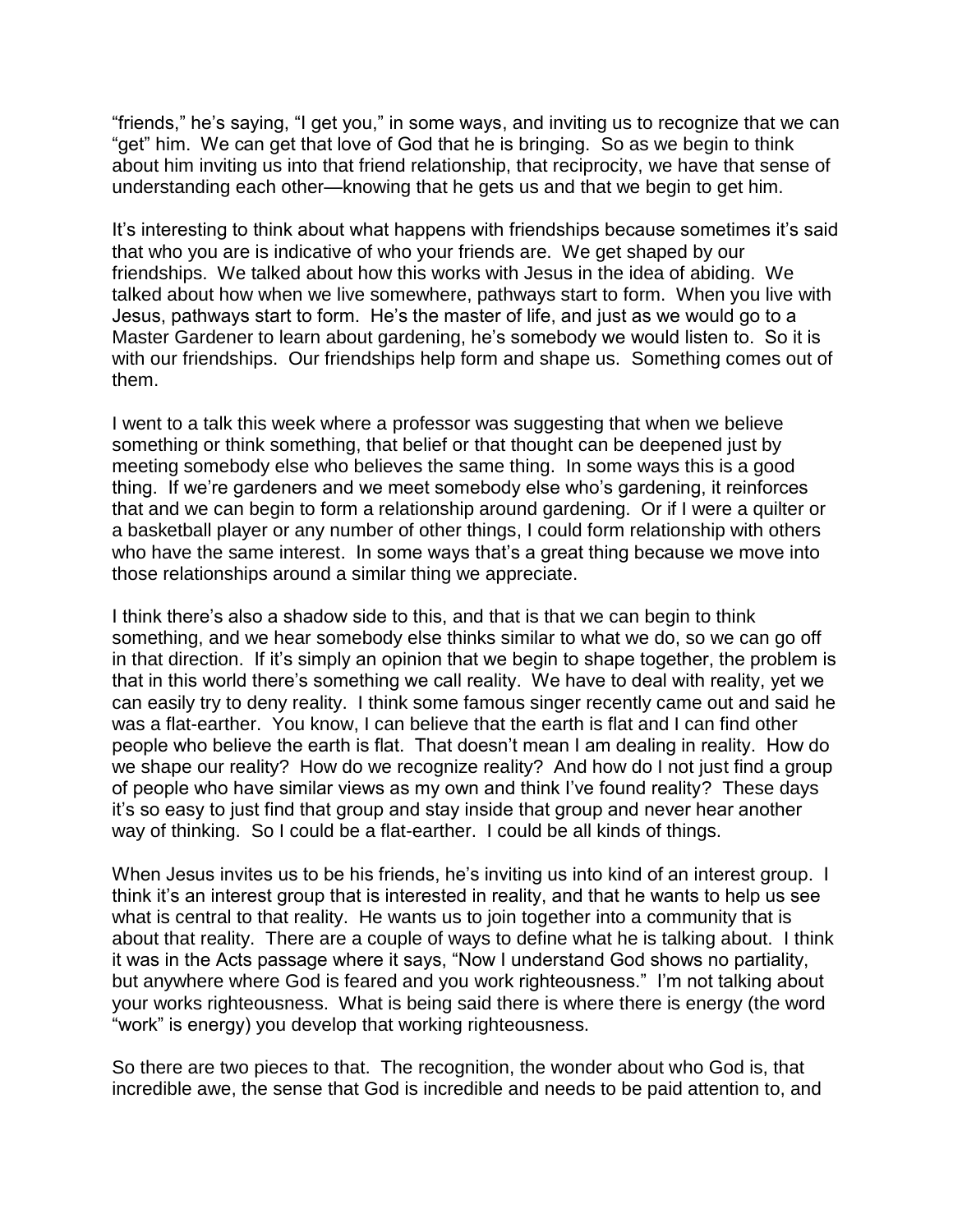"friends," he's saying, "I get you," in some ways, and inviting us to recognize that we can "get" him. We can get that love of God that he is bringing. So as we begin to think about him inviting us into that friend relationship, that reciprocity, we have that sense of understanding each other—knowing that he gets us and that we begin to get him.

It's interesting to think about what happens with friendships because sometimes it's said that who you are is indicative of who your friends are. We get shaped by our friendships. We talked about how this works with Jesus in the idea of abiding. We talked about how when we live somewhere, pathways start to form. When you live with Jesus, pathways start to form. He's the master of life, and just as we would go to a Master Gardener to learn about gardening, he's somebody we would listen to. So it is with our friendships. Our friendships help form and shape us. Something comes out of them.

I went to a talk this week where a professor was suggesting that when we believe something or think something, that belief or that thought can be deepened just by meeting somebody else who believes the same thing. In some ways this is a good thing. If we're gardeners and we meet somebody else who's gardening, it reinforces that and we can begin to form a relationship around gardening. Or if I were a quilter or a basketball player or any number of other things, I could form relationship with others who have the same interest. In some ways that's a great thing because we move into those relationships around a similar thing we appreciate.

I think there's also a shadow side to this, and that is that we can begin to think something, and we hear somebody else thinks similar to what we do, so we can go off in that direction. If it's simply an opinion that we begin to shape together, the problem is that in this world there's something we call reality. We have to deal with reality, yet we can easily try to deny reality. I think some famous singer recently came out and said he was a flat-earther. You know, I can believe that the earth is flat and I can find other people who believe the earth is flat. That doesn't mean I am dealing in reality. How do we shape our reality? How do we recognize reality? And how do I not just find a group of people who have similar views as my own and think I've found reality? These days it's so easy to just find that group and stay inside that group and never hear another way of thinking. So I could be a flat-earther. I could be all kinds of things.

When Jesus invites us to be his friends, he's inviting us into kind of an interest group. I think it's an interest group that is interested in reality, and that he wants to help us see what is central to that reality. He wants us to join together into a community that is about that reality. There are a couple of ways to define what he is talking about. I think it was in the Acts passage where it says, "Now I understand God shows no partiality, but anywhere where God is feared and you work righteousness." I'm not talking about your works righteousness. What is being said there is where there is energy (the word "work" is energy) you develop that working righteousness.

So there are two pieces to that. The recognition, the wonder about who God is, that incredible awe, the sense that God is incredible and needs to be paid attention to, and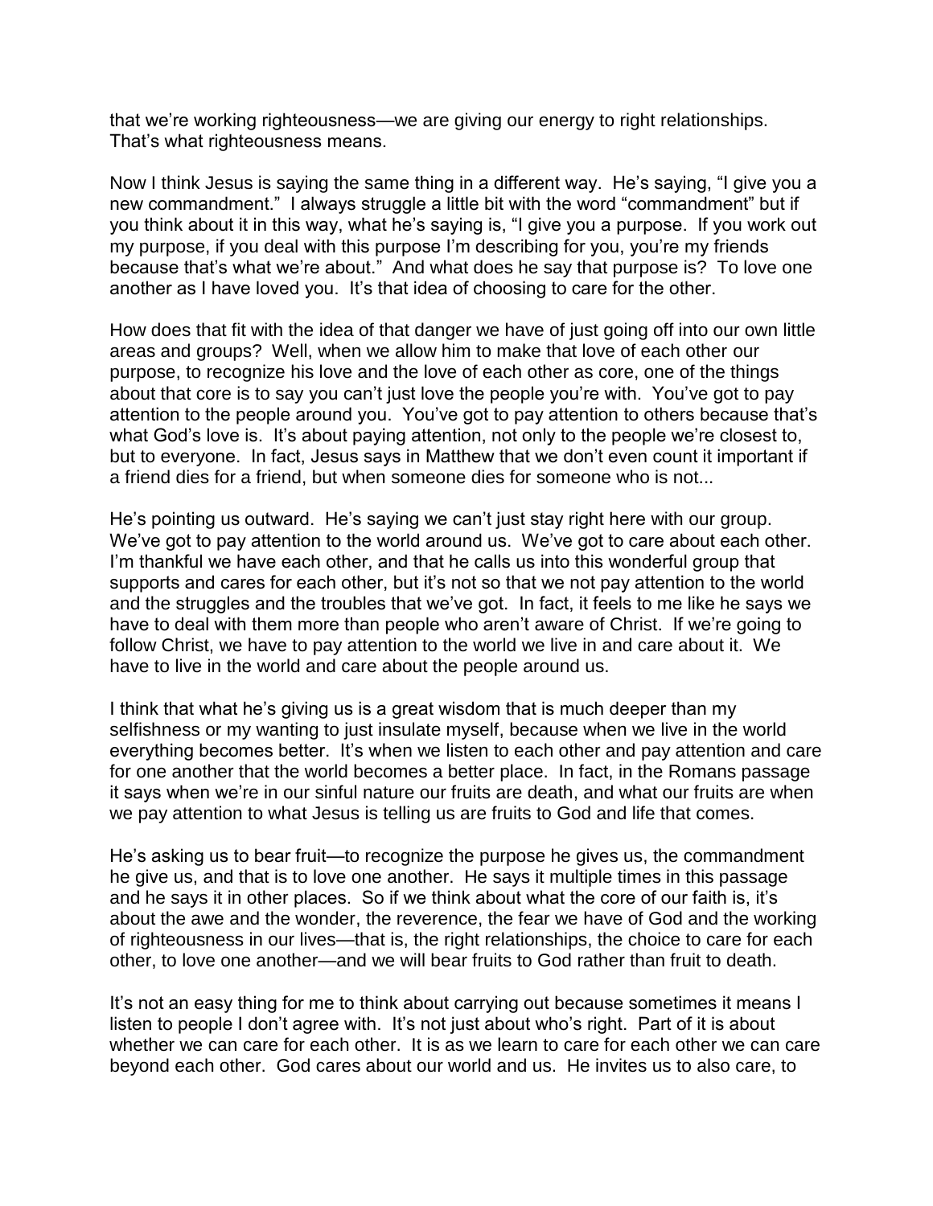that we're working righteousness—we are giving our energy to right relationships. That's what righteousness means.

Now I think Jesus is saying the same thing in a different way. He's saying, "I give you a new commandment." I always struggle a little bit with the word "commandment" but if you think about it in this way, what he's saying is, "I give you a purpose. If you work out my purpose, if you deal with this purpose I'm describing for you, you're my friends because that's what we're about." And what does he say that purpose is? To love one another as I have loved you. It's that idea of choosing to care for the other.

How does that fit with the idea of that danger we have of just going off into our own little areas and groups? Well, when we allow him to make that love of each other our purpose, to recognize his love and the love of each other as core, one of the things about that core is to say you can't just love the people you're with. You've got to pay attention to the people around you. You've got to pay attention to others because that's what God's love is. It's about paying attention, not only to the people we're closest to, but to everyone. In fact, Jesus says in Matthew that we don't even count it important if a friend dies for a friend, but when someone dies for someone who is not...

He's pointing us outward. He's saying we can't just stay right here with our group. We've got to pay attention to the world around us. We've got to care about each other. I'm thankful we have each other, and that he calls us into this wonderful group that supports and cares for each other, but it's not so that we not pay attention to the world and the struggles and the troubles that we've got. In fact, it feels to me like he says we have to deal with them more than people who aren't aware of Christ. If we're going to follow Christ, we have to pay attention to the world we live in and care about it. We have to live in the world and care about the people around us.

I think that what he's giving us is a great wisdom that is much deeper than my selfishness or my wanting to just insulate myself, because when we live in the world everything becomes better. It's when we listen to each other and pay attention and care for one another that the world becomes a better place. In fact, in the Romans passage it says when we're in our sinful nature our fruits are death, and what our fruits are when we pay attention to what Jesus is telling us are fruits to God and life that comes.

He's asking us to bear fruit—to recognize the purpose he gives us, the commandment he give us, and that is to love one another. He says it multiple times in this passage and he says it in other places. So if we think about what the core of our faith is, it's about the awe and the wonder, the reverence, the fear we have of God and the working of righteousness in our lives—that is, the right relationships, the choice to care for each other, to love one another—and we will bear fruits to God rather than fruit to death.

It's not an easy thing for me to think about carrying out because sometimes it means I listen to people I don't agree with. It's not just about who's right. Part of it is about whether we can care for each other. It is as we learn to care for each other we can care beyond each other. God cares about our world and us. He invites us to also care, to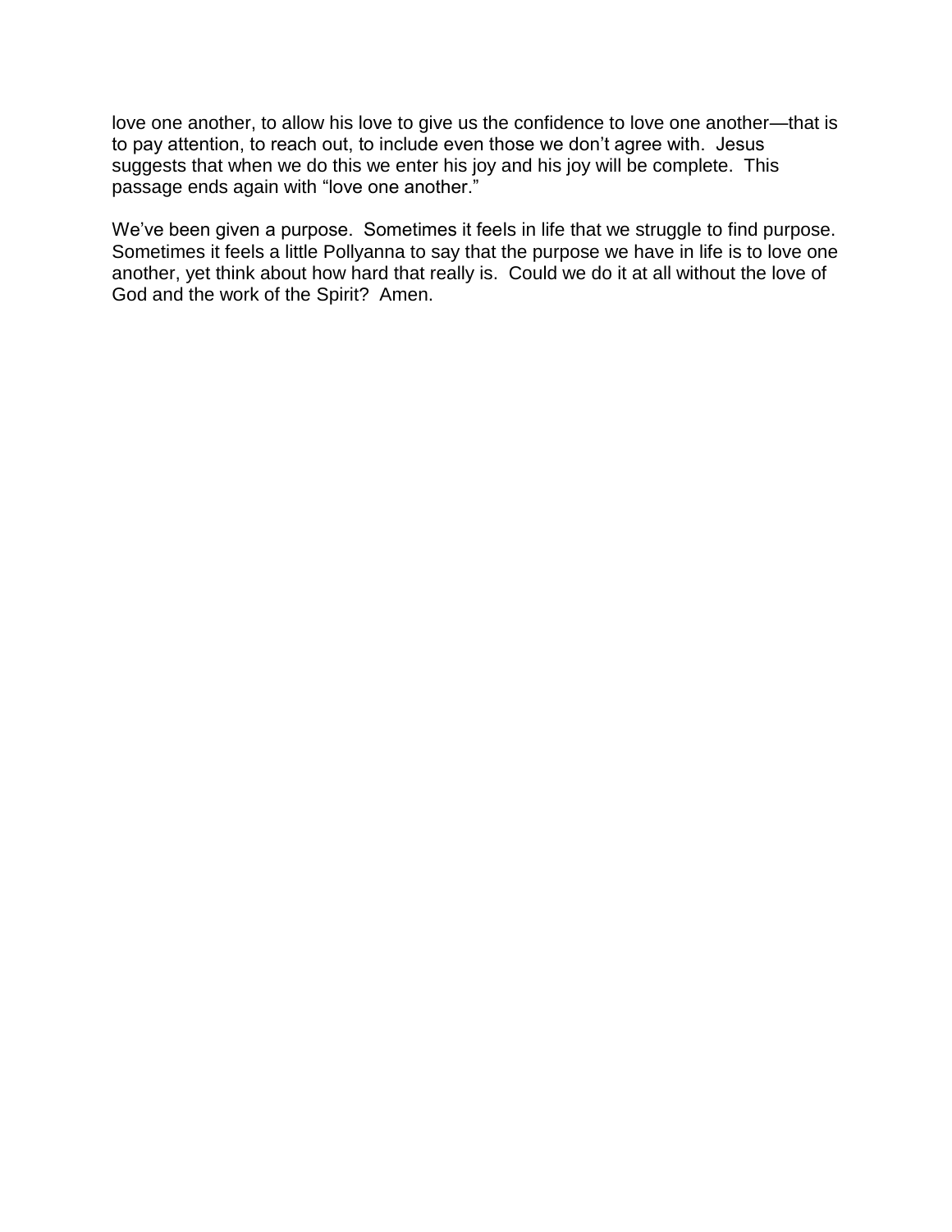love one another, to allow his love to give us the confidence to love one another—that is to pay attention, to reach out, to include even those we don't agree with. Jesus suggests that when we do this we enter his joy and his joy will be complete. This passage ends again with "love one another."

We've been given a purpose. Sometimes it feels in life that we struggle to find purpose. Sometimes it feels a little Pollyanna to say that the purpose we have in life is to love one another, yet think about how hard that really is. Could we do it at all without the love of God and the work of the Spirit? Amen.